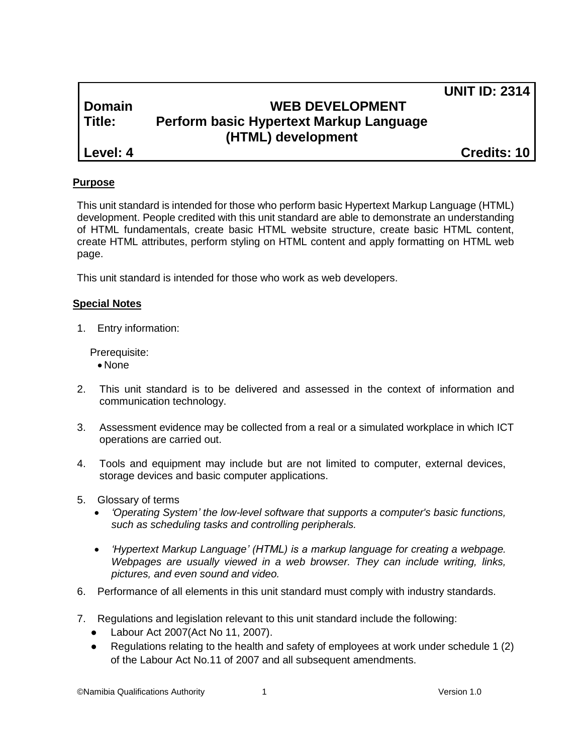| | | UNIT ID: 2314 |
|---|---|---|
| **Domain** | **WEB DEVELOPMENT** | |
| **Title:** | **Perform basic Hypertext Markup Language (HTML) development** | |
| **Level: 4** | | **Credits: 10** |

## Purpose

This unit standard is intended for those who perform basic Hypertext Markup Language (HTML) development. People credited with this unit standard are able to demonstrate an understanding of HTML fundamentals, create basic HTML website structure, create basic HTML content, create HTML attributes, perform styling on HTML content and apply formatting on HTML web page.

This unit standard is intended for those who work as web developers.

## Special Notes

1. Entry information:

   Prerequisite:
   - None

2. This unit standard is to be delivered and assessed in the context of information and communication technology.

3. Assessment evidence may be collected from a real or a simulated workplace in which ICT operations are carried out.

4. Tools and equipment may include but are not limited to computer, external devices, storage devices and basic computer applications.

5. Glossary of terms
   - *'Operating System' the low-level software that supports a computer's basic functions, such as scheduling tasks and controlling peripherals.*
   - *'Hypertext Markup Language' (HTML) is a markup language for creating a webpage. Webpages are usually viewed in a web browser. They can include writing, links, pictures, and even sound and video.*

6. Performance of all elements in this unit standard must comply with industry standards.

7. Regulations and legislation relevant to this unit standard include the following:
   - Labour Act 2007(Act No 11, 2007).
   - Regulations relating to the health and safety of employees at work under schedule 1 (2) of the Labour Act No.11 of 2007 and all subsequent amendments.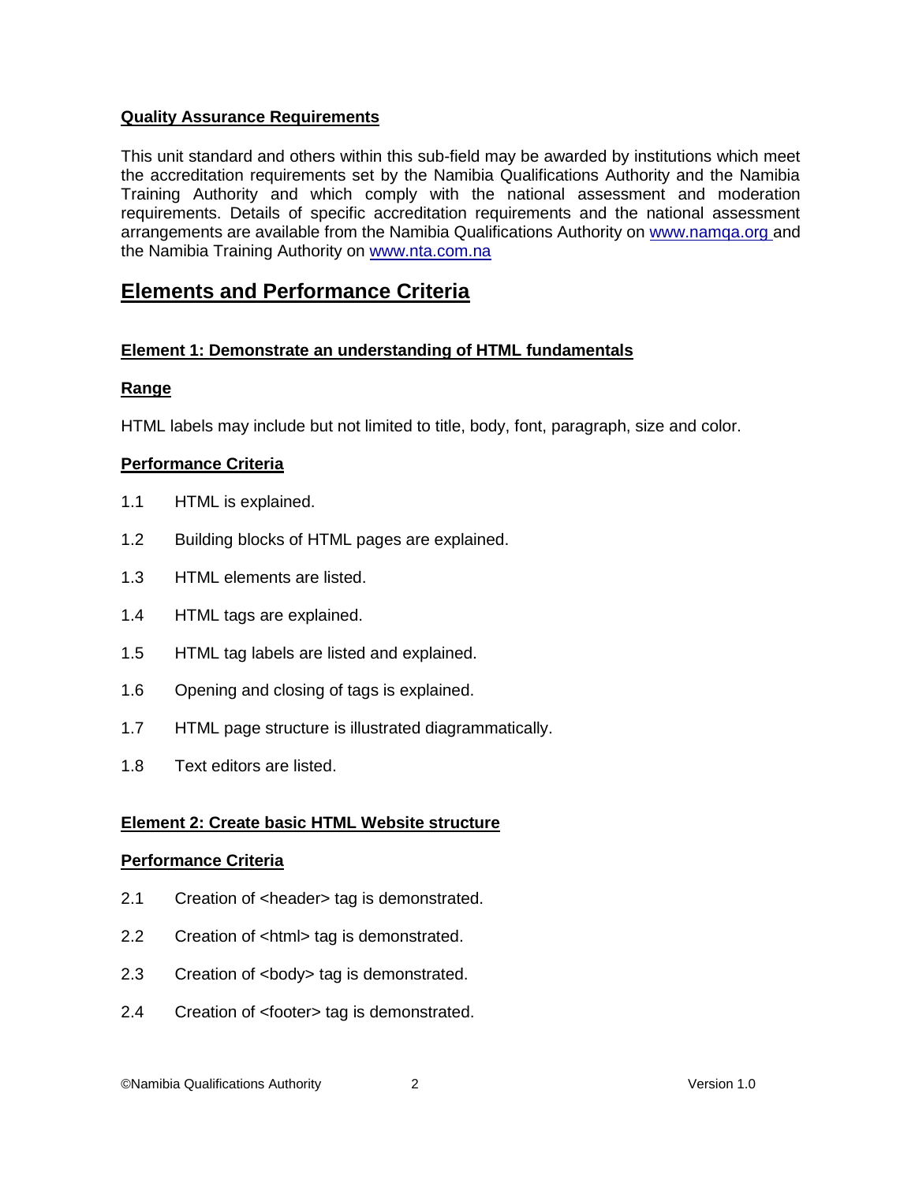**Quality Assurance Requirements**

This unit standard and others within this sub-field may be awarded by institutions which meet the accreditation requirements set by the Namibia Qualifications Authority and the Namibia Training Authority and which comply with the national assessment and moderation requirements. Details of specific accreditation requirements and the national assessment arrangements are available from the Namibia Qualifications Authority on www.namqa.org and the Namibia Training Authority on www.nta.com.na

## Elements and Performance Criteria

### Element 1: Demonstrate an understanding of HTML fundamentals

**Range**

HTML labels may include but not limited to title, body, font, paragraph, size and color.

**Performance Criteria**

1.1 HTML is explained.

1.2 Building blocks of HTML pages are explained.

1.3 HTML elements are listed.

1.4 HTML tags are explained.

1.5 HTML tag labels are listed and explained.

1.6 Opening and closing of tags is explained.

1.7 HTML page structure is illustrated diagrammatically.

1.8 Text editors are listed.

### Element 2: Create basic HTML Website structure

**Performance Criteria**

2.1 Creation of <header> tag is demonstrated.

2.2 Creation of <html> tag is demonstrated.

2.3 Creation of <body> tag is demonstrated.

2.4 Creation of <footer> tag is demonstrated.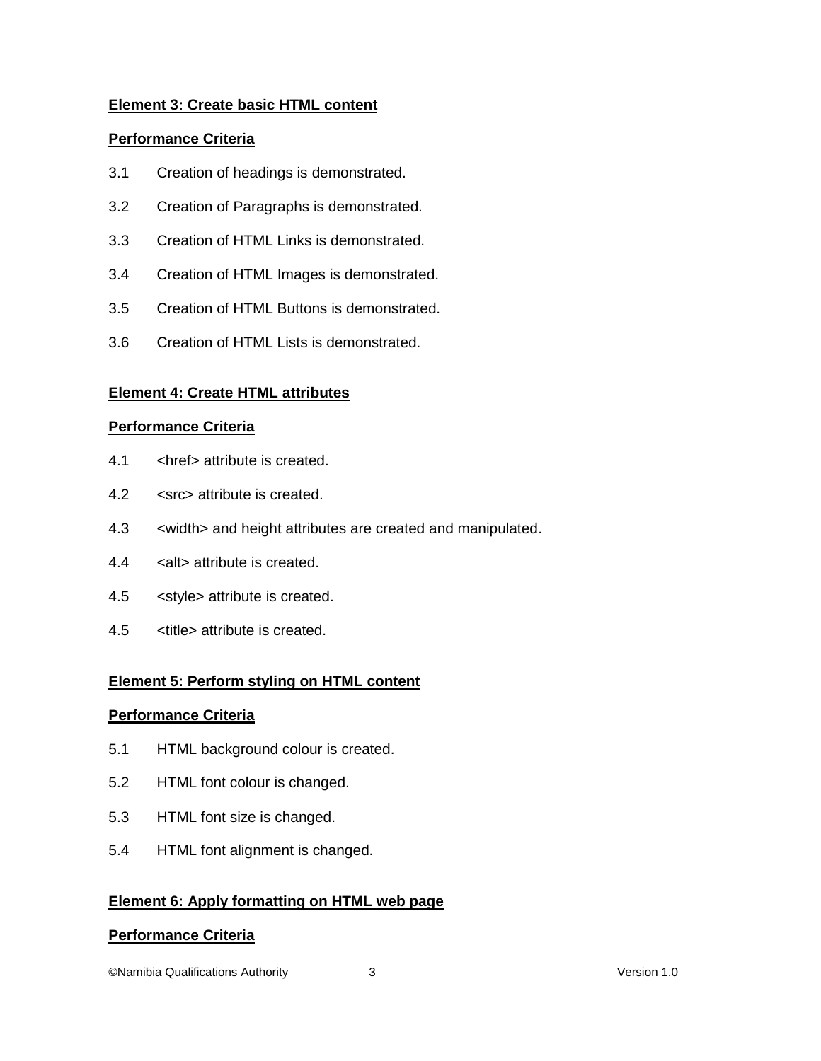**Element 3: Create basic HTML content**

**Performance Criteria**

3.1 Creation of headings is demonstrated.

3.2 Creation of Paragraphs is demonstrated.

3.3 Creation of HTML Links is demonstrated.

3.4 Creation of HTML Images is demonstrated.

3.5 Creation of HTML Buttons is demonstrated.

3.6 Creation of HTML Lists is demonstrated.

**Element 4: Create HTML attributes**

**Performance Criteria**

4.1 <href> attribute is created.

4.2 <src> attribute is created.

4.3 <width> and height attributes are created and manipulated.

4.4 <alt> attribute is created.

4.5 <style> attribute is created.

4.5 <title> attribute is created.

**Element 5: Perform styling on HTML content**

**Performance Criteria**

5.1 HTML background colour is created.

5.2 HTML font colour is changed.

5.3 HTML font size is changed.

5.4 HTML font alignment is changed.

**Element 6: Apply formatting on HTML web page**

**Performance Criteria**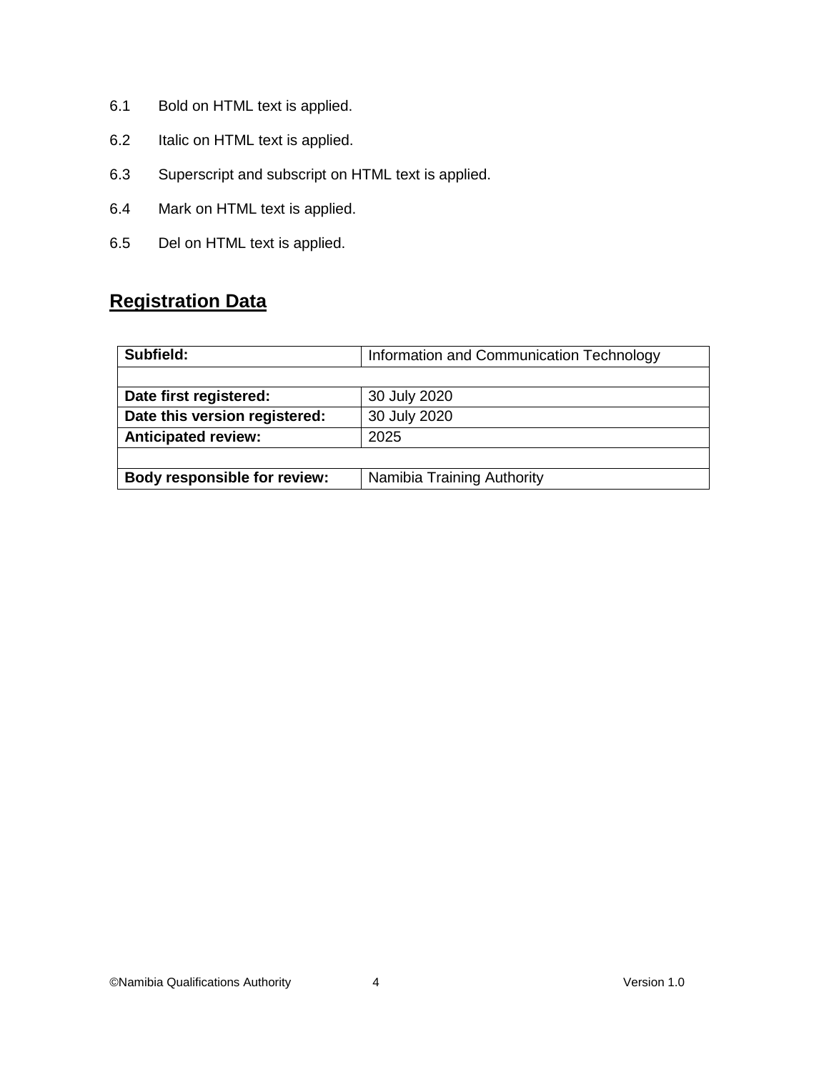6.1 Bold on HTML text is applied.

6.2 Italic on HTML text is applied.

6.3 Superscript and subscript on HTML text is applied.

6.4 Mark on HTML text is applied.

6.5 Del on HTML text is applied.

## Registration Data

| | |
|---|---|
| **Subfield:** | Information and Communication Technology |
| | |
| **Date first registered:** | 30 July 2020 |
| **Date this version registered:** | 30 July 2020 |
| **Anticipated review:** | 2025 |
| | |
| **Body responsible for review:** | Namibia Training Authority |